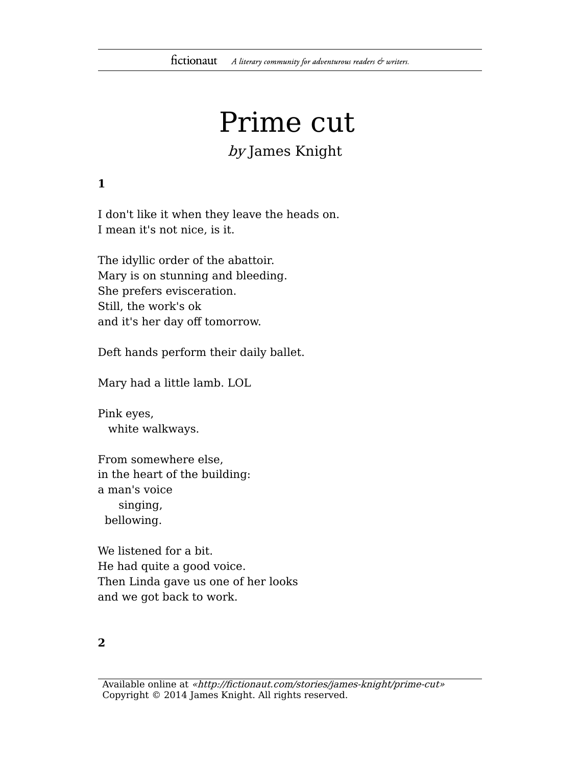# Prime cut

*by* James Knight

**1**

I don't like it when they leave the heads on.
I mean it's not nice, is it.

The idyllic order of the abattoir.
Mary is on stunning and bleeding.
She prefers evisceration.
Still, the work's ok
and it's her day off tomorrow.

Deft hands perform their daily ballet.

Mary had a little lamb. LOL

Pink eyes,
   white walkways.

From somewhere else,
in the heart of the building:
a man's voice
      singing,
  bellowing.

We listened for a bit.
He had quite a good voice.
Then Linda gave us one of her looks
and we got back to work.

**2**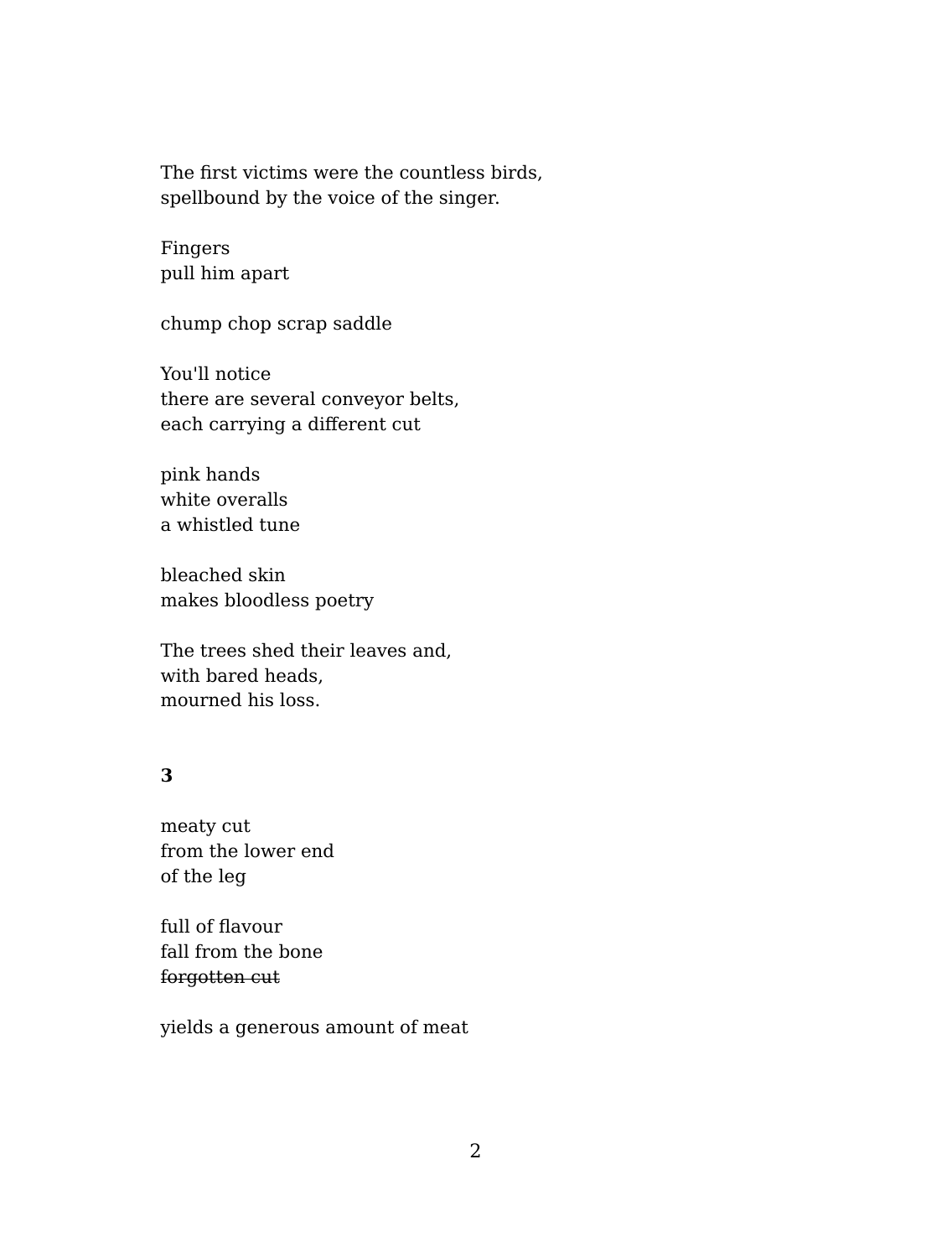The first victims were the countless birds,  
spellbound by the voice of the singer.

Fingers  
pull him apart

chump chop scrap saddle

You'll notice  
there are several conveyor belts,  
each carrying a different cut

pink hands  
white overalls  
a whistled tune

bleached skin  
makes bloodless poetry

The trees shed their leaves and,  
with bared heads,  
mourned his loss.

**3**

meaty cut  
from the lower end  
of the leg

full of flavour  
fall from the bone  
~~forgotten cut~~

yields a generous amount of meat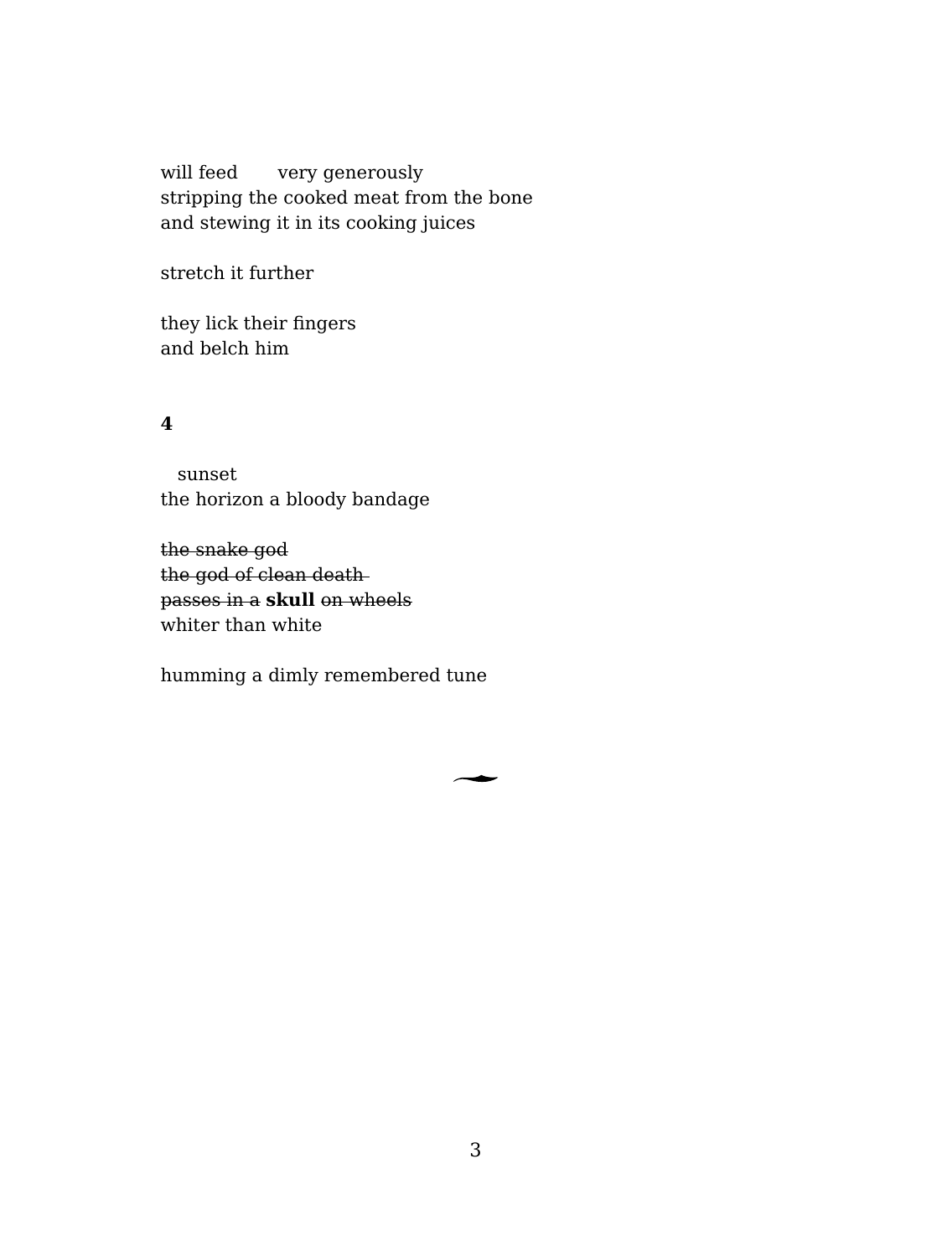will feed        very generously
stripping the cooked meat from the bone
and stewing it in its cooking juices

stretch it further

they lick their fingers
and belch him

**4**

   sunset
the horizon a bloody bandage

~~the snake god~~
~~the god of clean death~~
~~passes in a~~ **skull** ~~on wheels~~
whiter than white

humming a dimly remembered tune